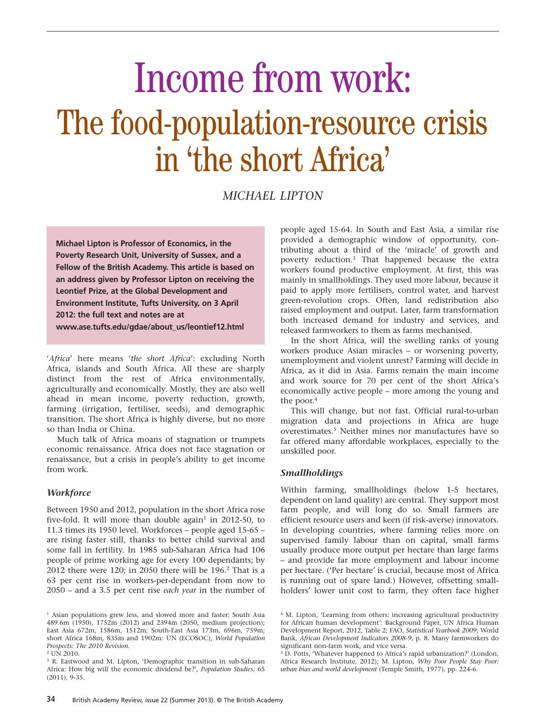# Income from work: The food-population-resource crisis in 'the short Africa'

*MICHAEL LIPTON*

**Michael Lipton is Professor of Economics, in the Poverty Research Unit, University of Sussex, and a Fellow of the British Academy. This article is based on an address given by Professor Lipton on receiving the Leontief Prize, at the Global Development and Environment Institute, Tufts University, on 3 April 2012: the full text and notes are at www.ase.tufts.edu/gdae/about_us/leontief12.html**

'*Africa*' here means '*the short Africa*': excluding North Africa, islands and South Africa. All these are sharply distinct from the rest of Africa environmentally, agriculturally and economically. Mostly, they are also well ahead in mean income, poverty reduction, growth, farming (irrigation, fertiliser, seeds), and demographic transition. The short Africa is highly diverse, but no more so than India or China.

Much talk of Africa moans of stagnation or trumpets economic renaissance. Africa does not face stagnation or renaissance, but a crisis in people's ability to get income from work.

### *Workforce*

Between 1950 and 2012, population in the short Africa rose five-fold. It will more than double again[1] in 2012-50, to 11.3 times its 1950 level. Workforces – people aged 15-65 – are rising faster still, thanks to better child survival and some fall in fertility. In 1985 sub-Saharan Africa had 106 people of prime working age for every 100 dependants; by 2012 there were 120; in 2050 there will be 196.[2] That is a 63 per cent rise in workers-per-dependant from now to 2050 – and a 3.5 per cent rise *each year* in the number of people aged 15-64. In South and East Asia, a similar rise provided a demographic window of opportunity, contributing about a third of the 'miracle' of growth and poverty reduction.[3] That happened because the extra workers found productive employment. At first, this was mainly in smallholdings. They used more labour, because it paid to apply more fertilisers, control water, and harvest green-revolution crops. Often, land redistribution also raised employment and output. Later, farm transformation both increased demand for industry and services, and released farmworkers to them as farms mechanised.

In the short Africa, will the swelling ranks of young workers produce Asian miracles – or worsening poverty, unemployment and violent unrest? Farming will decide in Africa, as it did in Asia. Farms remain the main income and work source for 70 per cent of the short Africa's economically active people – more among the young and the poor.[4]

This will change, but not fast. Official rural-to-urban migration data and projections in Africa are huge overestimates.[5] Neither mines nor manufactures have so far offered many affordable workplaces, especially to the unskilled poor.

### *Smallholdings*

Within farming, smallholdings (below 1-5 hectares, dependent on land quality) are central. They support most farm people, and will long do so. Small farmers are efficient resource users and keen (if risk-averse) innovators. In developing countries, where farming relies more on supervised family labour than on capital, small farms usually produce more output per hectare than large farms – and provide far more employment and labour income per hectare. ('Per hectare' is crucial, because most of Africa is running out of spare land.) However, offsetting smallholders' lower unit cost to farm, they often face higher

---

[1] Asian populations grew less, and slowed more and faster: South Asia 489.6m (1950), 1752m (2012) and 2394m (2050, medium projection); East Asia 672m, 1586m, 1512m; South-East Asia 173m, 696m, 759m; short Africa 168m, 835m and 1902m: UN (ECOSOC), *World Population Prospects: The 2010 Revision*.

[2] UN 2010.

[3] R. Eastwood and M. Lipton, 'Demographic transition in sub-Saharan Africa: How big will the economic dividend be?', *Population Studies*, 65 (2011), 9-35.

[4] M. Lipton, 'Learning from others: increasing agricultural productivity for African human development': Background Paper, UN Africa Human Development Report, 2012, Table 2; FAO, *Statistical Yearbook 2009*; World Bank, *African Development Indicators 2008-9*, p. 8. Many farmworkers do significant non-farm work, and vice versa.

[5] D. Potts, 'Whatever happened to Africa's rapid urbanization?' (London, Africa Research Institute, 2012); M. Lipton, *Why Poor People Stay Poor: urban bias and world development* (Temple Smith, 1977), pp. 224-6.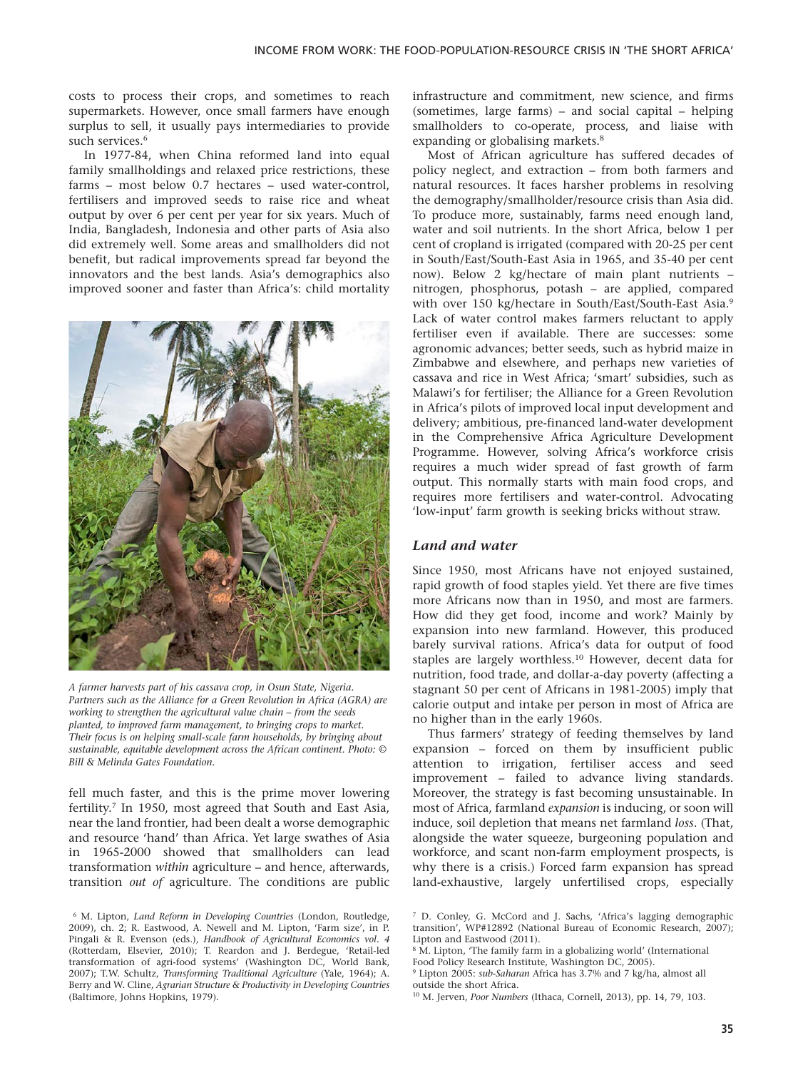costs to process their crops, and sometimes to reach supermarkets. However, once small farmers have enough surplus to sell, it usually pays intermediaries to provide such services.[6]

In 1977-84, when China reformed land into equal family smallholdings and relaxed price restrictions, these farms – most below 0.7 hectares – used water-control, fertilisers and improved seeds to raise rice and wheat output by over 6 per cent per year for six years. Much of India, Bangladesh, Indonesia and other parts of Asia also did extremely well. Some areas and smallholders did not benefit, but radical improvements spread far beyond the innovators and the best lands. Asia's demographics also improved sooner and faster than Africa's: child mortality fell much faster, and this is the prime mover lowering fertility.[7] In 1950, most agreed that South and East Asia, near the land frontier, had been dealt a worse demographic and resource 'hand' than Africa. Yet large swathes of Asia in 1965-2000 showed that smallholders can lead transformation *within* agriculture – and hence, afterwards, transition *out of* agriculture. The conditions are public infrastructure and commitment, new science, and firms (sometimes, large farms) – and social capital – helping smallholders to co-operate, process, and liaise with expanding or globalising markets.[8]

*A farmer harvests part of his cassava crop, in Osun State, Nigeria. Partners such as the Alliance for a Green Revolution in Africa (AGRA) are working to strengthen the agricultural value chain – from the seeds planted, to improved farm management, to bringing crops to market. Their focus is on helping small-scale farm households, by bringing about sustainable, equitable development across the African continent. Photo: © Bill & Melinda Gates Foundation.*

Most of African agriculture has suffered decades of policy neglect, and extraction – from both farmers and natural resources. It faces harsher problems in resolving the demography/smallholder/resource crisis than Asia did. To produce more, sustainably, farms need enough land, water and soil nutrients. In the short Africa, below 1 per cent of cropland is irrigated (compared with 20-25 per cent in South/East/South-East Asia in 1965, and 35-40 per cent now). Below 2 kg/hectare of main plant nutrients – nitrogen, phosphorus, potash – are applied, compared with over 150 kg/hectare in South/East/South-East Asia.[9] Lack of water control makes farmers reluctant to apply fertiliser even if available. There are successes: some agronomic advances; better seeds, such as hybrid maize in Zimbabwe and elsewhere, and perhaps new varieties of cassava and rice in West Africa; 'smart' subsidies, such as Malawi's for fertiliser; the Alliance for a Green Revolution in Africa's pilots of improved local input development and delivery; ambitious, pre-financed land-water development in the Comprehensive Africa Agriculture Development Programme. However, solving Africa's workforce crisis requires a much wider spread of fast growth of farm output. This normally starts with main food crops, and requires more fertilisers and water-control. Advocating 'low-input' farm growth is seeking bricks without straw.

### *Land and water*

Since 1950, most Africans have not enjoyed sustained, rapid growth of food staples yield. Yet there are five times more Africans now than in 1950, and most are farmers. How did they get food, income and work? Mainly by expansion into new farmland. However, this produced barely survival rations. Africa's data for output of food staples are largely worthless.[10] However, decent data for nutrition, food trade, and dollar-a-day poverty (affecting a stagnant 50 per cent of Africans in 1981-2005) imply that calorie output and intake per person in most of Africa are no higher than in the early 1960s.

Thus farmers' strategy of feeding themselves by land expansion – forced on them by insufficient public attention to irrigation, fertiliser access and seed improvement – failed to advance living standards. Moreover, the strategy is fast becoming unsustainable. In most of Africa, farmland *expansion* is inducing, or soon will induce, soil depletion that means net farmland *loss*. (That, alongside the water squeeze, burgeoning population and workforce, and scant non-farm employment prospects, is why there is a crisis.) Forced farm expansion has spread land-exhaustive, largely unfertilised crops, especially

---

[6] M. Lipton, *Land Reform in Developing Countries* (London, Routledge, 2009), ch. 2; R. Eastwood, A. Newell and M. Lipton, 'Farm size', in P. Pingali & R. Evenson (eds.), *Handbook of Agricultural Economics vol. 4* (Rotterdam, Elsevier, 2010); T. Reardon and J. Berdegue, 'Retail-led transformation of agri-food systems' (Washington DC, World Bank, 2007); T.W. Schultz, *Transforming Traditional Agriculture* (Yale, 1964); A. Berry and W. Cline, *Agrarian Structure & Productivity in Developing Countries* (Baltimore, Johns Hopkins, 1979).

[7] D. Conley, G. McCord and J. Sachs, 'Africa's lagging demographic transition', WP#12892 (National Bureau of Economic Research, 2007); Lipton and Eastwood (2011).

[8] M. Lipton, 'The family farm in a globalizing world' (International Food Policy Research Institute, Washington DC, 2005).

[9] Lipton 2005: *sub-Saharan* Africa has 3.7% and 7 kg/ha, almost all outside the short Africa.

[10] M. Jerven, *Poor Numbers* (Ithaca, Cornell, 2013), pp. 14, 79, 103.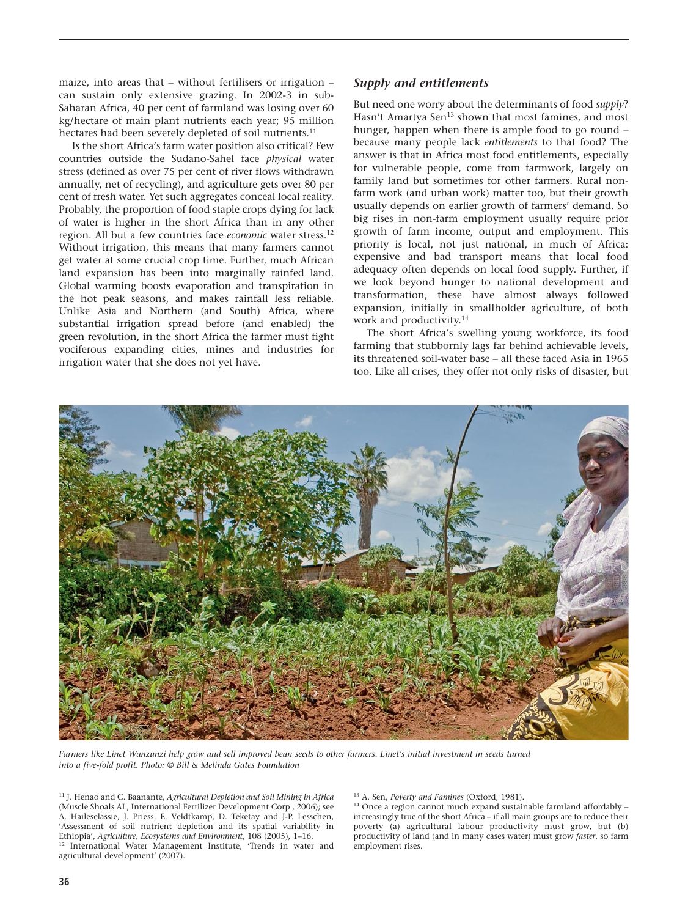maize, into areas that – without fertilisers or irrigation – can sustain only extensive grazing. In 2002-3 in sub-Saharan Africa, 40 per cent of farmland was losing over 60 kg/hectare of main plant nutrients each year; 95 million hectares had been severely depleted of soil nutrients.[11]

Is the short Africa's farm water position also critical? Few countries outside the Sudano-Sahel face *physical* water stress (defined as over 75 per cent of river flows withdrawn annually, net of recycling), and agriculture gets over 80 per cent of fresh water. Yet such aggregates conceal local reality. Probably, the proportion of food staple crops dying for lack of water is higher in the short Africa than in any other region. All but a few countries face *economic* water stress.[12] Without irrigation, this means that many farmers cannot get water at some crucial crop time. Further, much African land expansion has been into marginally rainfed land. Global warming boosts evaporation and transpiration in the hot peak seasons, and makes rainfall less reliable. Unlike Asia and Northern (and South) Africa, where substantial irrigation spread before (and enabled) the green revolution, in the short Africa the farmer must fight vociferous expanding cities, mines and industries for irrigation water that she does not yet have.

## Supply and entitlements

But need one worry about the determinants of food *supply*? Hasn't Amartya Sen[13] shown that most famines, and most hunger, happen when there is ample food to go round – because many people lack *entitlements* to that food? The answer is that in Africa most food entitlements, especially for vulnerable people, come from farmwork, largely on family land but sometimes for other farmers. Rural non-farm work (and urban work) matter too, but their growth usually depends on earlier growth of farmers' demand. So big rises in non-farm employment usually require prior growth of farm income, output and employment. This priority is local, not just national, in much of Africa: expensive and bad transport means that local food adequacy often depends on local food supply. Further, if we look beyond hunger to national development and transformation, these have almost always followed expansion, initially in smallholder agriculture, of both work and productivity.[14]

The short Africa's swelling young workforce, its food farming that stubbornly lags far behind achievable levels, its threatened soil-water base – all these faced Asia in 1965 too. Like all crises, they offer not only risks of disaster, but

*Farmers like Linet Wanzunzi help grow and sell improved bean seeds to other farmers. Linet's initial investment in seeds turned into a five-fold profit. Photo: © Bill & Melinda Gates Foundation*

---

[11] J. Henao and C. Baanante, *Agricultural Depletion and Soil Mining in Africa* (Muscle Shoals AL, International Fertilizer Development Corp., 2006); see A. Haileselassie, J. Priess, E. Veldtkamp, D. Teketay and J-P. Lesschen, 'Assessment of soil nutrient depletion and its spatial variability in Ethiopia', *Agriculture, Ecosystems and Environment*, 108 (2005), 1–16.

[12] International Water Management Institute, 'Trends in water and agricultural development' (2007).

[13] A. Sen, *Poverty and Famines* (Oxford, 1981).

[14] Once a region cannot much expand sustainable farmland affordably – increasingly true of the short Africa – if all main groups are to reduce their poverty (a) agricultural labour productivity must grow, but (b) productivity of land (and in many cases water) must grow *faster*, so farm employment rises.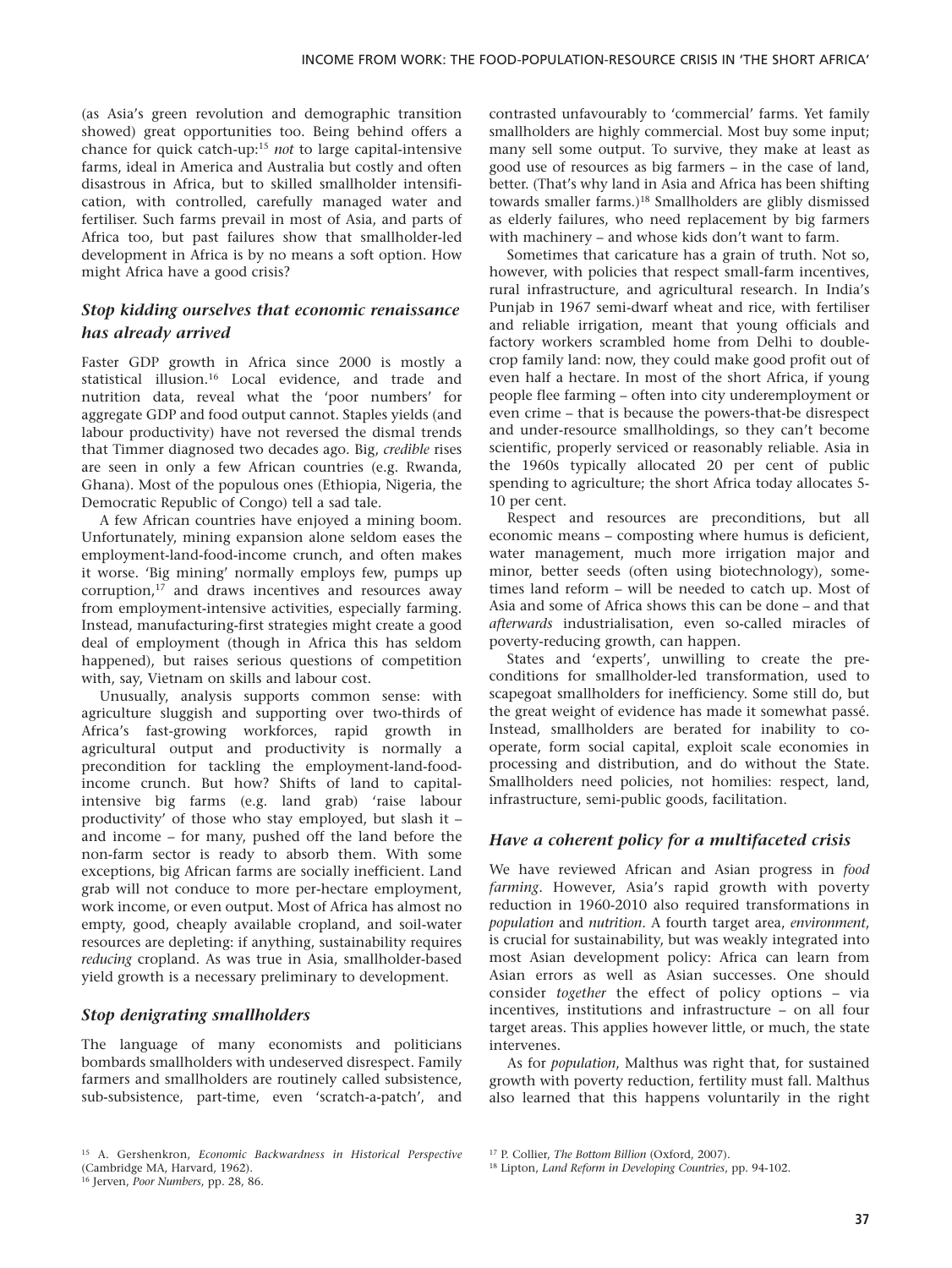(as Asia's green revolution and demographic transition showed) great opportunities too. Being behind offers a chance for quick catch-up:[15] *not* to large capital-intensive farms, ideal in America and Australia but costly and often disastrous in Africa, but to skilled smallholder intensification, with controlled, carefully managed water and fertiliser. Such farms prevail in most of Asia, and parts of Africa too, but past failures show that smallholder-led development in Africa is by no means a soft option. How might Africa have a good crisis?

### *Stop kidding ourselves that economic renaissance has already arrived*

Faster GDP growth in Africa since 2000 is mostly a statistical illusion.[16] Local evidence, and trade and nutrition data, reveal what the 'poor numbers' for aggregate GDP and food output cannot. Staples yields (and labour productivity) have not reversed the dismal trends that Timmer diagnosed two decades ago. Big, *credible* rises are seen in only a few African countries (e.g. Rwanda, Ghana). Most of the populous ones (Ethiopia, Nigeria, the Democratic Republic of Congo) tell a sad tale.

A few African countries have enjoyed a mining boom. Unfortunately, mining expansion alone seldom eases the employment-land-food-income crunch, and often makes it worse. 'Big mining' normally employs few, pumps up corruption,[17] and draws incentives and resources away from employment-intensive activities, especially farming. Instead, manufacturing-first strategies might create a good deal of employment (though in Africa this has seldom happened), but raises serious questions of competition with, say, Vietnam on skills and labour cost.

Unusually, analysis supports common sense: with agriculture sluggish and supporting over two-thirds of Africa's fast-growing workforces, rapid growth in agricultural output and productivity is normally a precondition for tackling the employment-land-food-income crunch. But how? Shifts of land to capital-intensive big farms (e.g. land grab) 'raise labour productivity' of those who stay employed, but slash it – and income – for many, pushed off the land before the non-farm sector is ready to absorb them. With some exceptions, big African farms are socially inefficient. Land grab will not conduce to more per-hectare employment, work income, or even output. Most of Africa has almost no empty, good, cheaply available cropland, and soil-water resources are depleting: if anything, sustainability requires *reducing* cropland. As was true in Asia, smallholder-based yield growth is a necessary preliminary to development.

### *Stop denigrating smallholders*

The language of many economists and politicians bombards smallholders with undeserved disrespect. Family farmers and smallholders are routinely called subsistence, sub-subsistence, part-time, even 'scratch-a-patch', and contrasted unfavourably to 'commercial' farms. Yet family smallholders are highly commercial. Most buy some input; many sell some output. To survive, they make at least as good use of resources as big farmers – in the case of land, better. (That's why land in Asia and Africa has been shifting towards smaller farms.)[18] Smallholders are glibly dismissed as elderly failures, who need replacement by big farmers with machinery – and whose kids don't want to farm.

Sometimes that caricature has a grain of truth. Not so, however, with policies that respect small-farm incentives, rural infrastructure, and agricultural research. In India's Punjab in 1967 semi-dwarf wheat and rice, with fertiliser and reliable irrigation, meant that young officials and factory workers scrambled home from Delhi to double-crop family land: now, they could make good profit out of even half a hectare. In most of the short Africa, if young people flee farming – often into city underemployment or even crime – that is because the powers-that-be disrespect and under-resource smallholdings, so they can't become scientific, properly serviced or reasonably reliable. Asia in the 1960s typically allocated 20 per cent of public spending to agriculture; the short Africa today allocates 5-10 per cent.

Respect and resources are preconditions, but all economic means – composting where humus is deficient, water management, much more irrigation major and minor, better seeds (often using biotechnology), sometimes land reform – will be needed to catch up. Most of Asia and some of Africa shows this can be done – and that *afterwards* industrialisation, even so-called miracles of poverty-reducing growth, can happen.

States and 'experts', unwilling to create the preconditions for smallholder-led transformation, used to scapegoat smallholders for inefficiency. Some still do, but the great weight of evidence has made it somewhat passé. Instead, smallholders are berated for inability to co-operate, form social capital, exploit scale economies in processing and distribution, and do without the State. Smallholders need policies, not homilies: respect, land, infrastructure, semi-public goods, facilitation.

### *Have a coherent policy for a multifaceted crisis*

We have reviewed African and Asian progress in *food farming*. However, Asia's rapid growth with poverty reduction in 1960-2010 also required transformations in *population* and *nutrition*. A fourth target area, *environment*, is crucial for sustainability, but was weakly integrated into most Asian development policy: Africa can learn from Asian errors as well as Asian successes. One should consider *together* the effect of policy options – via incentives, institutions and infrastructure – on all four target areas. This applies however little, or much, the state intervenes.

As for *population*, Malthus was right that, for sustained growth with poverty reduction, fertility must fall. Malthus also learned that this happens voluntarily in the right

---

[15] A. Gershenkron, *Economic Backwardness in Historical Perspective* (Cambridge MA, Harvard, 1962).

[16] Jerven, *Poor Numbers*, pp. 28, 86.

[17] P. Collier, *The Bottom Billion* (Oxford, 2007).

[18] Lipton, *Land Reform in Developing Countries*, pp. 94-102.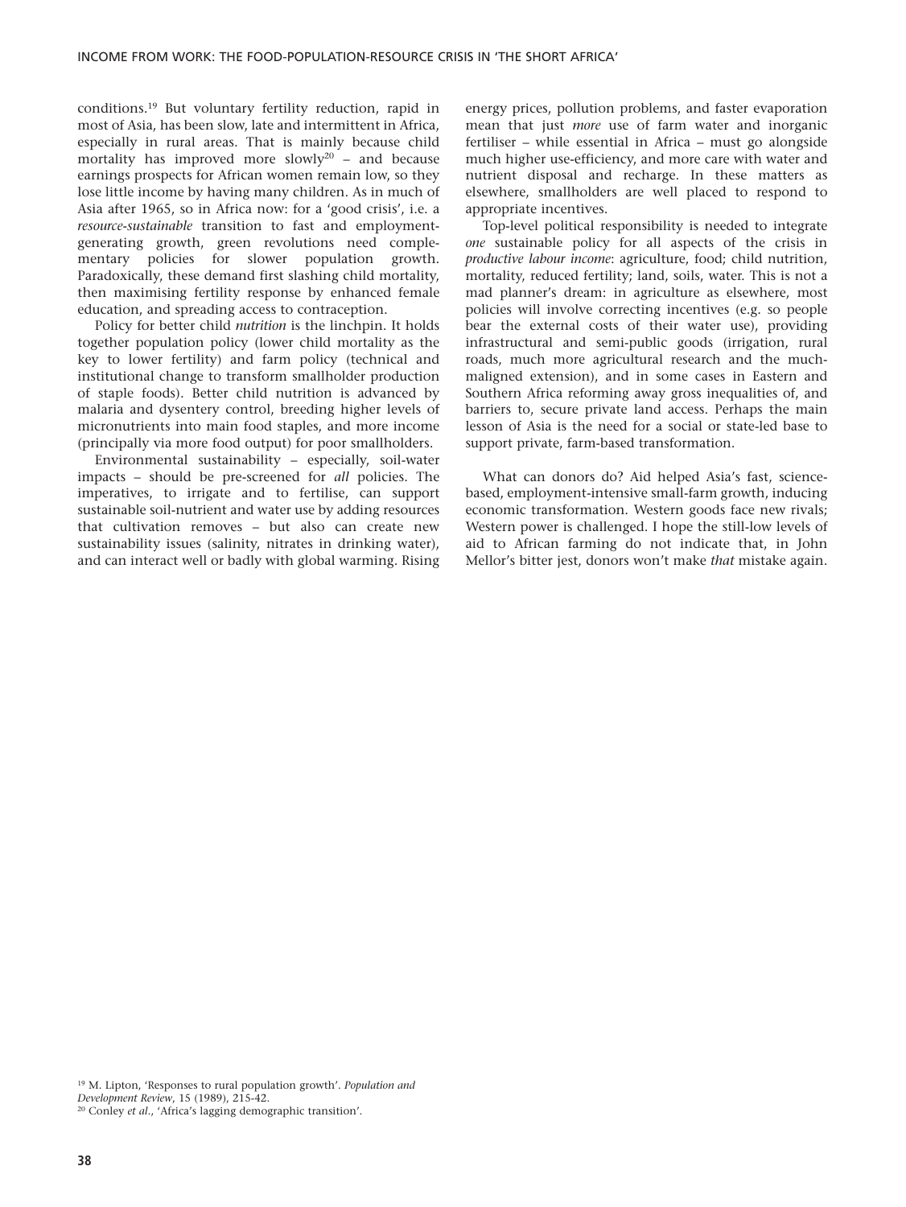conditions.[19] But voluntary fertility reduction, rapid in most of Asia, has been slow, late and intermittent in Africa, especially in rural areas. That is mainly because child mortality has improved more slowly[20] – and because earnings prospects for African women remain low, so they lose little income by having many children. As in much of Asia after 1965, so in Africa now: for a 'good crisis', i.e. a *resource-sustainable* transition to fast and employment-generating growth, green revolutions need complementary policies for slower population growth. Paradoxically, these demand first slashing child mortality, then maximising fertility response by enhanced female education, and spreading access to contraception.

Policy for better child *nutrition* is the linchpin. It holds together population policy (lower child mortality as the key to lower fertility) and farm policy (technical and institutional change to transform smallholder production of staple foods). Better child nutrition is advanced by malaria and dysentery control, breeding higher levels of micronutrients into main food staples, and more income (principally via more food output) for poor smallholders.

Environmental sustainability – especially, soil-water impacts – should be pre-screened for *all* policies. The imperatives, to irrigate and to fertilise, can support sustainable soil-nutrient and water use by adding resources that cultivation removes – but also can create new sustainability issues (salinity, nitrates in drinking water), and can interact well or badly with global warming. Rising energy prices, pollution problems, and faster evaporation mean that just *more* use of farm water and inorganic fertiliser – while essential in Africa – must go alongside much higher use-efficiency, and more care with water and nutrient disposal and recharge. In these matters as elsewhere, smallholders are well placed to respond to appropriate incentives.

Top-level political responsibility is needed to integrate *one* sustainable policy for all aspects of the crisis in *productive labour income*: agriculture, food; child nutrition, mortality, reduced fertility; land, soils, water. This is not a mad planner's dream: in agriculture as elsewhere, most policies will involve correcting incentives (e.g. so people bear the external costs of their water use), providing infrastructural and semi-public goods (irrigation, rural roads, much more agricultural research and the much-maligned extension), and in some cases in Eastern and Southern Africa reforming away gross inequalities of, and barriers to, secure private land access. Perhaps the main lesson of Asia is the need for a social or state-led base to support private, farm-based transformation.

What can donors do? Aid helped Asia's fast, science-based, employment-intensive small-farm growth, inducing economic transformation. Western goods face new rivals; Western power is challenged. I hope the still-low levels of aid to African farming do not indicate that, in John Mellor's bitter jest, donors won't make *that* mistake again.

[19] M. Lipton, 'Responses to rural population growth'. *Population and Development Review*, 15 (1989), 215-42.

[20] Conley *et al*., 'Africa's lagging demographic transition'.